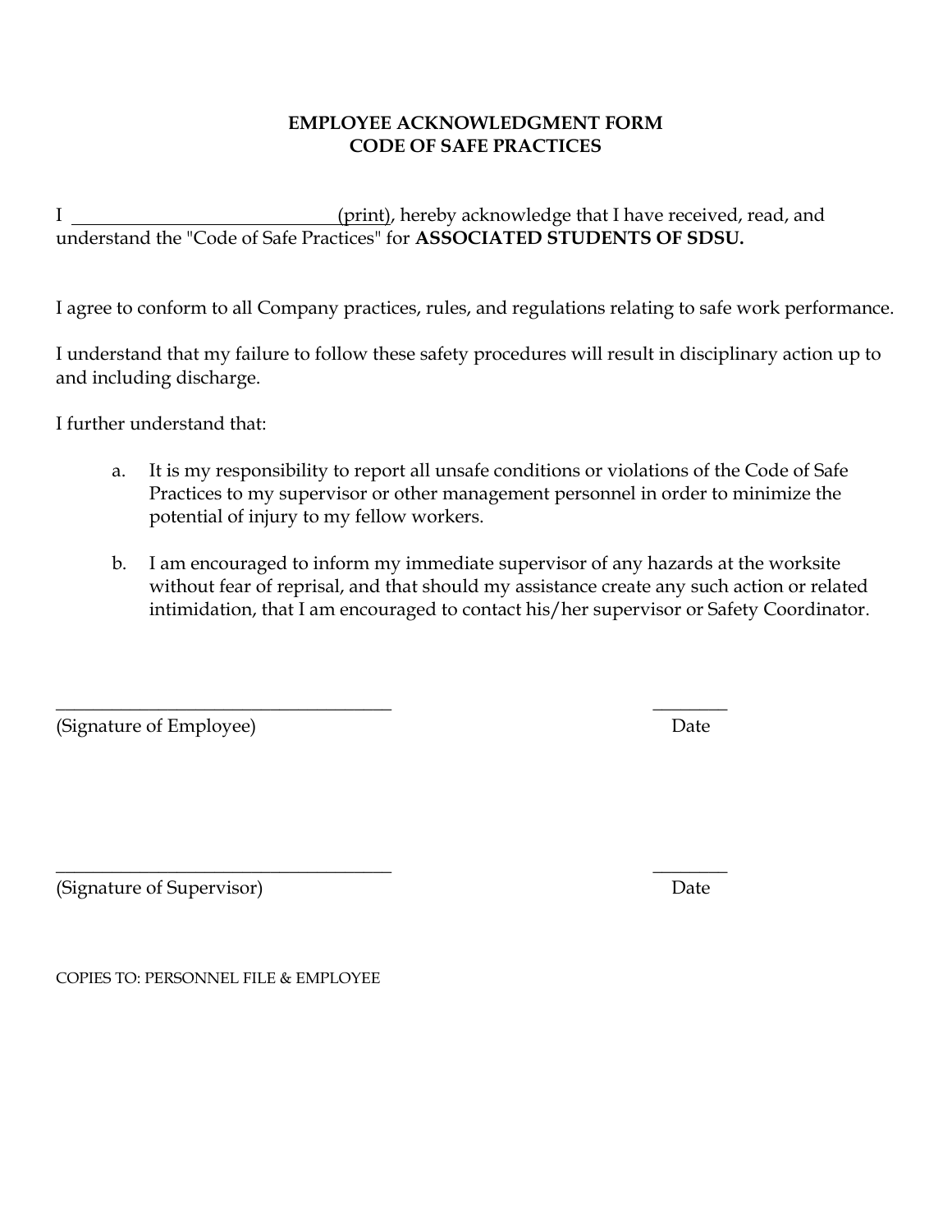# EMPLOYEE ACKNOWLEDGMENT FORM
# CODE OF SAFE PRACTICES

I ______________________________(print), hereby acknowledge that I have received, read, and understand the "Code of Safe Practices" for **ASSOCIATED STUDENTS OF SDSU.**

I agree to conform to all Company practices, rules, and regulations relating to safe work performance.

I understand that my failure to follow these safety procedures will result in disciplinary action up to and including discharge.

I further understand that:

a. It is my responsibility to report all unsafe conditions or violations of the Code of Safe Practices to my supervisor or other management personnel in order to minimize the potential of injury to my fellow workers.

b. I am encouraged to inform my immediate supervisor of any hazards at the worksite without fear of reprisal, and that should my assistance create any such action or related intimidation, that I am encouraged to contact his/her supervisor or Safety Coordinator.

_____________________________________ ________
(Signature of Employee) Date

_____________________________________ ________
(Signature of Supervisor) Date

COPIES TO: PERSONNEL FILE & EMPLOYEE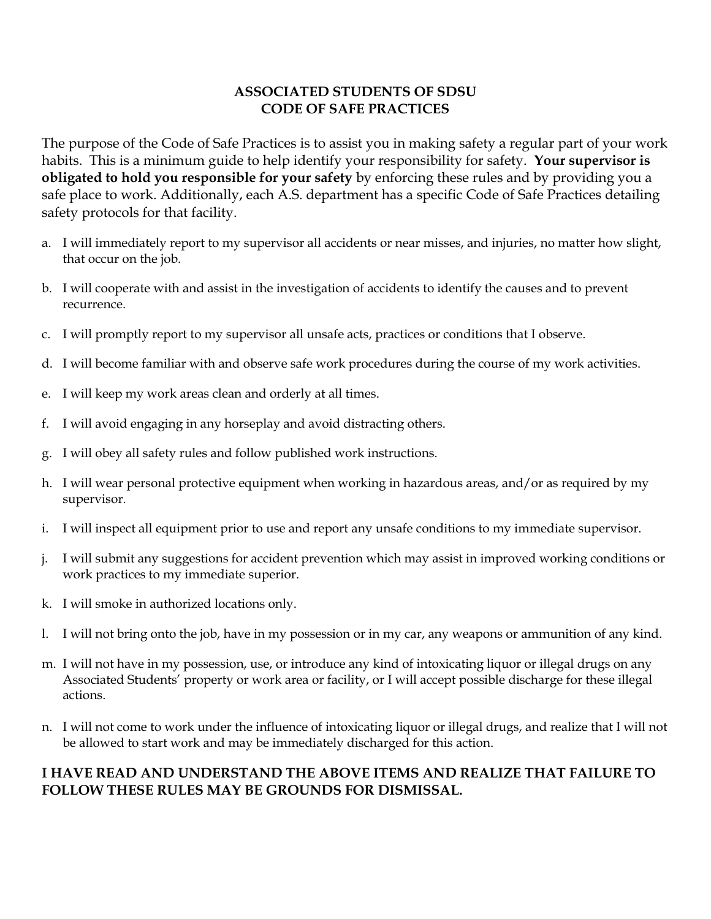# ASSOCIATED STUDENTS OF SDSU
# CODE OF SAFE PRACTICES

The purpose of the Code of Safe Practices is to assist you in making safety a regular part of your work habits. This is a minimum guide to help identify your responsibility for safety. **Your supervisor is obligated to hold you responsible for your safety** by enforcing these rules and by providing you a safe place to work. Additionally, each A.S. department has a specific Code of Safe Practices detailing safety protocols for that facility.

a. I will immediately report to my supervisor all accidents or near misses, and injuries, no matter how slight, that occur on the job.

b. I will cooperate with and assist in the investigation of accidents to identify the causes and to prevent recurrence.

c. I will promptly report to my supervisor all unsafe acts, practices or conditions that I observe.

d. I will become familiar with and observe safe work procedures during the course of my work activities.

e. I will keep my work areas clean and orderly at all times.

f. I will avoid engaging in any horseplay and avoid distracting others.

g. I will obey all safety rules and follow published work instructions.

h. I will wear personal protective equipment when working in hazardous areas, and/or as required by my supervisor.

i. I will inspect all equipment prior to use and report any unsafe conditions to my immediate supervisor.

j. I will submit any suggestions for accident prevention which may assist in improved working conditions or work practices to my immediate superior.

k. I will smoke in authorized locations only.

l. I will not bring onto the job, have in my possession or in my car, any weapons or ammunition of any kind.

m. I will not have in my possession, use, or introduce any kind of intoxicating liquor or illegal drugs on any Associated Students' property or work area or facility, or I will accept possible discharge for these illegal actions.

n. I will not come to work under the influence of intoxicating liquor or illegal drugs, and realize that I will not be allowed to start work and may be immediately discharged for this action.

**I HAVE READ AND UNDERSTAND THE ABOVE ITEMS AND REALIZE THAT FAILURE TO FOLLOW THESE RULES MAY BE GROUNDS FOR DISMISSAL.**